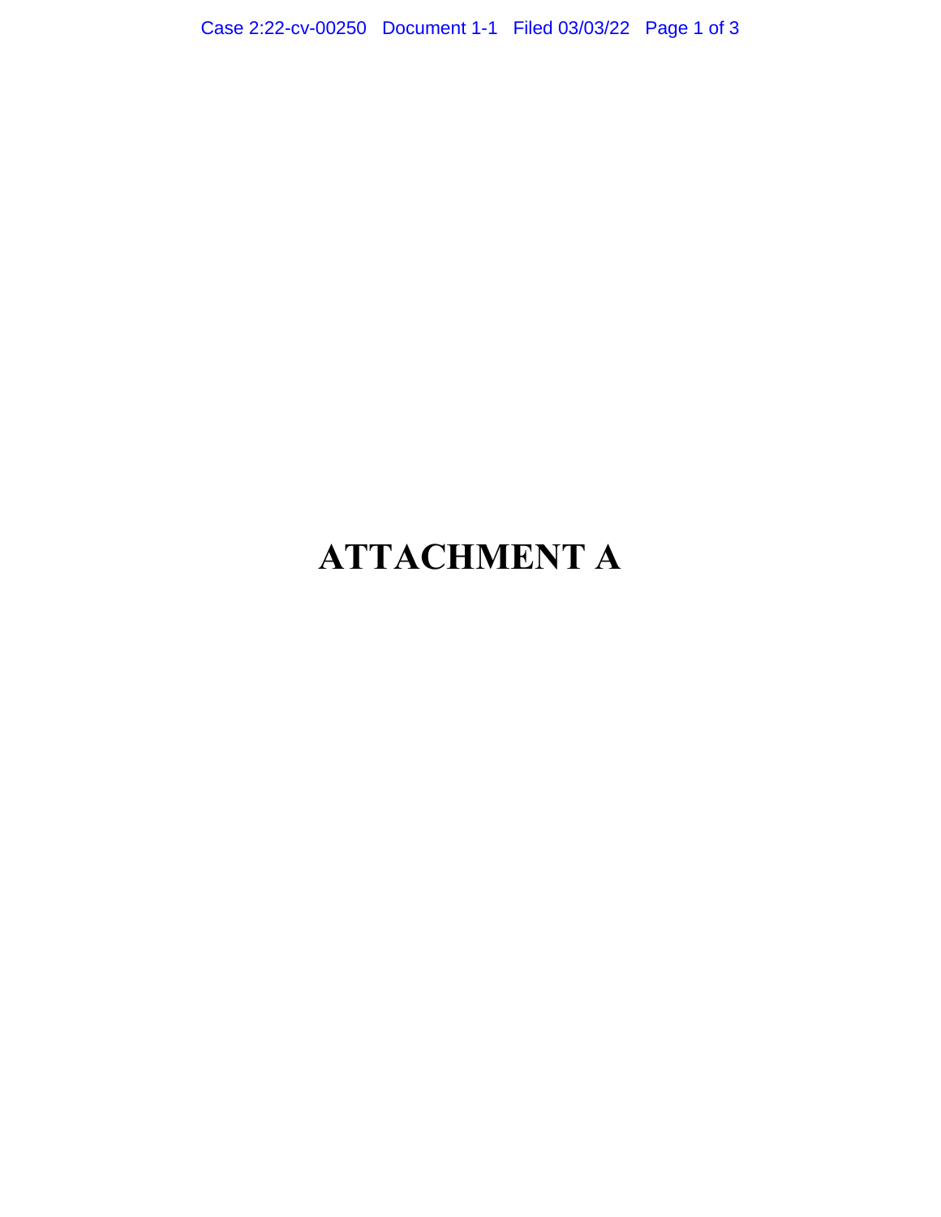# ATTACHMENT A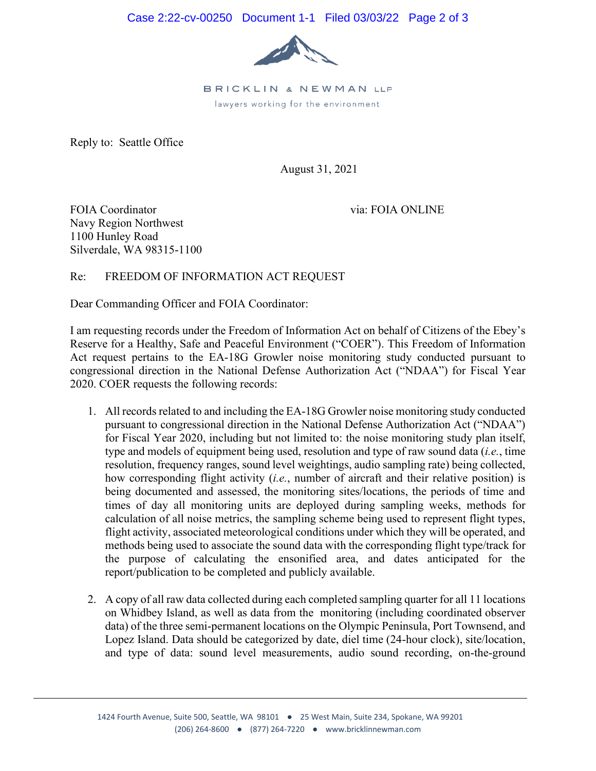BRICKLIN & NEWMAN LLP

lawyers working for the environment

Reply to: Seattle Office

August 31, 2021

FOIA Coordinator
Navy Region Northwest
1100 Hunley Road
Silverdale, WA 98315-1100

via: FOIA ONLINE

Re: FREEDOM OF INFORMATION ACT REQUEST

Dear Commanding Officer and FOIA Coordinator:

I am requesting records under the Freedom of Information Act on behalf of Citizens of the Ebey's Reserve for a Healthy, Safe and Peaceful Environment ("COER"). This Freedom of Information Act request pertains to the EA-18G Growler noise monitoring study conducted pursuant to congressional direction in the National Defense Authorization Act ("NDAA") for Fiscal Year 2020. COER requests the following records:

1. All records related to and including the EA-18G Growler noise monitoring study conducted pursuant to congressional direction in the National Defense Authorization Act ("NDAA") for Fiscal Year 2020, including but not limited to: the noise monitoring study plan itself, type and models of equipment being used, resolution and type of raw sound data (*i.e.*, time resolution, frequency ranges, sound level weightings, audio sampling rate) being collected, how corresponding flight activity (*i.e.*, number of aircraft and their relative position) is being documented and assessed, the monitoring sites/locations, the periods of time and times of day all monitoring units are deployed during sampling weeks, methods for calculation of all noise metrics, the sampling scheme being used to represent flight types, flight activity, associated meteorological conditions under which they will be operated, and methods being used to associate the sound data with the corresponding flight type/track for the purpose of calculating the ensonified area, and dates anticipated for the report/publication to be completed and publicly available.

2. A copy of all raw data collected during each completed sampling quarter for all 11 locations on Whidbey Island, as well as data from the monitoring (including coordinated observer data) of the three semi-permanent locations on the Olympic Peninsula, Port Townsend, and Lopez Island. Data should be categorized by date, diel time (24-hour clock), site/location, and type of data: sound level measurements, audio sound recording, on-the-ground

1424 Fourth Avenue, Suite 500, Seattle, WA 98101 ● 25 West Main, Suite 234, Spokane, WA 99201
(206) 264-8600 ● (877) 264-7220 ● www.bricklinnewman.com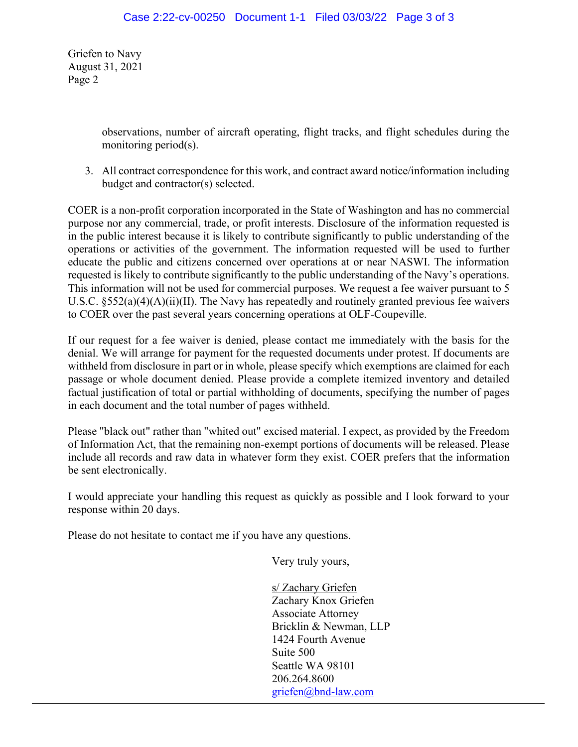Griefen to Navy
August 31, 2021
Page 2

observations, number of aircraft operating, flight tracks, and flight schedules during the monitoring period(s).

3. All contract correspondence for this work, and contract award notice/information including budget and contractor(s) selected.

COER is a non-profit corporation incorporated in the State of Washington and has no commercial purpose nor any commercial, trade, or profit interests. Disclosure of the information requested is in the public interest because it is likely to contribute significantly to public understanding of the operations or activities of the government. The information requested will be used to further educate the public and citizens concerned over operations at or near NASWI. The information requested is likely to contribute significantly to the public understanding of the Navy's operations. This information will not be used for commercial purposes. We request a fee waiver pursuant to 5 U.S.C. §552(a)(4)(A)(ii)(II). The Navy has repeatedly and routinely granted previous fee waivers to COER over the past several years concerning operations at OLF-Coupeville.

If our request for a fee waiver is denied, please contact me immediately with the basis for the denial. We will arrange for payment for the requested documents under protest. If documents are withheld from disclosure in part or in whole, please specify which exemptions are claimed for each passage or whole document denied. Please provide a complete itemized inventory and detailed factual justification of total or partial withholding of documents, specifying the number of pages in each document and the total number of pages withheld.

Please "black out" rather than "whited out" excised material. I expect, as provided by the Freedom of Information Act, that the remaining non-exempt portions of documents will be released. Please include all records and raw data in whatever form they exist. COER prefers that the information be sent electronically.

I would appreciate your handling this request as quickly as possible and I look forward to your response within 20 days.

Please do not hesitate to contact me if you have any questions.

Very truly yours,

s/ Zachary Griefen
Zachary Knox Griefen
Associate Attorney
Bricklin & Newman, LLP
1424 Fourth Avenue
Suite 500
Seattle WA 98101
206.264.8600
griefen@bnd-law.com